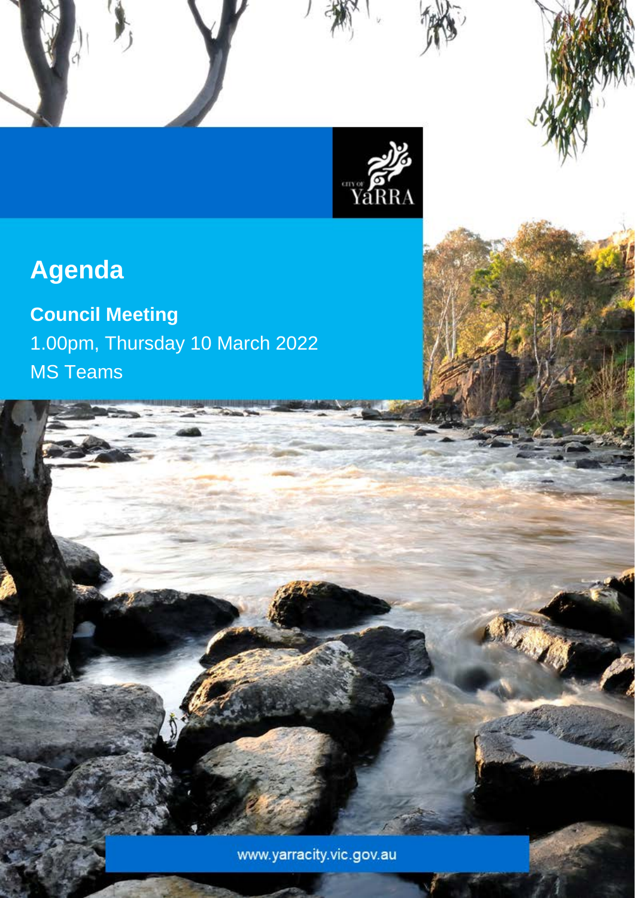# Agenda

**Council Meeting**

1.00pm, Thursday 10 March 2022

MS Teams

www.yarracity.vic.gov.au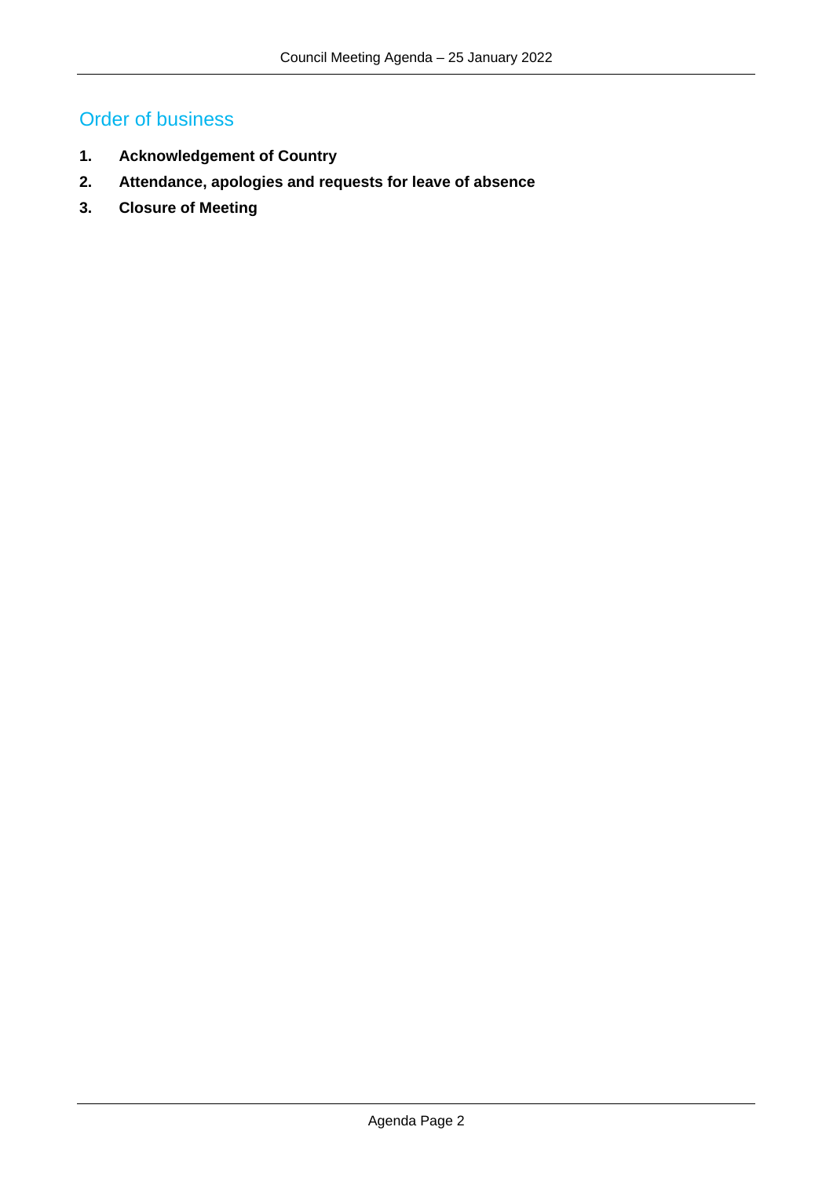## Order of business

1. **Acknowledgement of Country**
2. **Attendance, apologies and requests for leave of absence**
3. **Closure of Meeting**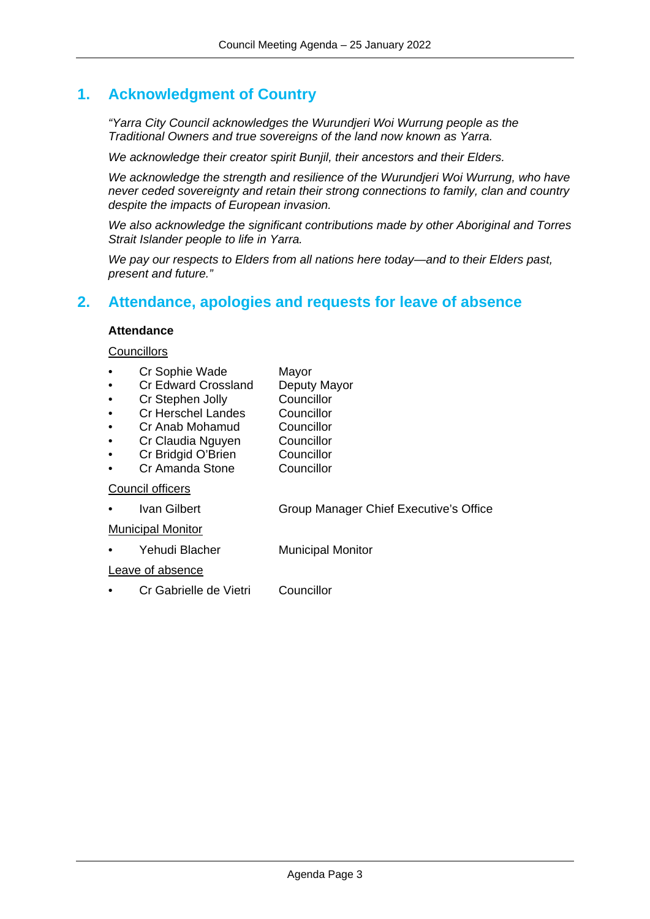# 1. Acknowledgment of Country

*"Yarra City Council acknowledges the Wurundjeri Woi Wurrung people as the Traditional Owners and true sovereigns of the land now known as Yarra.*

*We acknowledge their creator spirit Bunjil, their ancestors and their Elders.*

*We acknowledge the strength and resilience of the Wurundjeri Woi Wurrung, who have never ceded sovereignty and retain their strong connections to family, clan and country despite the impacts of European invasion.*

*We also acknowledge the significant contributions made by other Aboriginal and Torres Strait Islander people to life in Yarra.*

*We pay our respects to Elders from all nations here today—and to their Elders past, present and future."*

# 2. Attendance, apologies and requests for leave of absence

**Attendance**

Councillors

| | |
|---|---|
| Cr Sophie Wade | Mayor |
| Cr Edward Crossland | Deputy Mayor |
| Cr Stephen Jolly | Councillor |
| Cr Herschel Landes | Councillor |
| Cr Anab Mohamud | Councillor |
| Cr Claudia Nguyen | Councillor |
| Cr Bridgid O'Brien | Councillor |
| Cr Amanda Stone | Councillor |

Council officers

- Ivan Gilbert — Group Manager Chief Executive's Office

Municipal Monitor

- Yehudi Blacher — Municipal Monitor

Leave of absence

- Cr Gabrielle de Vietri — Councillor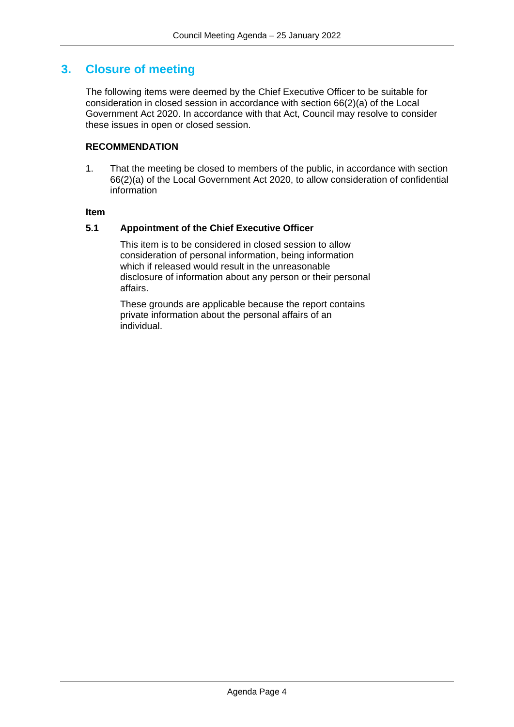## 3. Closure of meeting

The following items were deemed by the Chief Executive Officer to be suitable for consideration in closed session in accordance with section 66(2)(a) of the Local Government Act 2020. In accordance with that Act, Council may resolve to consider these issues in open or closed session.

**RECOMMENDATION**

1. That the meeting be closed to members of the public, in accordance with section 66(2)(a) of the Local Government Act 2020, to allow consideration of confidential information

**Item**

**5.1 Appointment of the Chief Executive Officer**

This item is to be considered in closed session to allow consideration of personal information, being information which if released would result in the unreasonable disclosure of information about any person or their personal affairs.

These grounds are applicable because the report contains private information about the personal affairs of an individual.